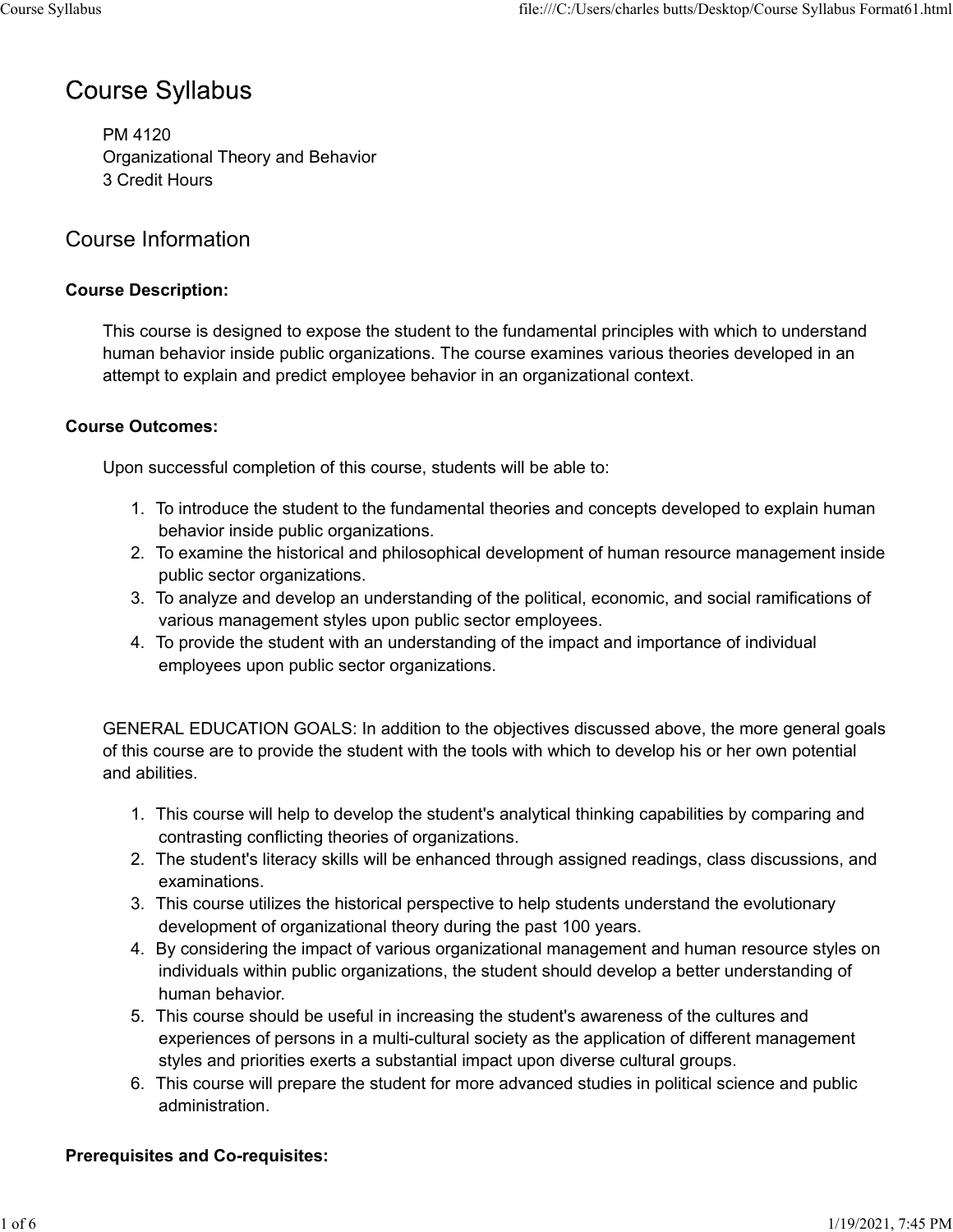# Course Syllabus

PM 4120
Organizational Theory and Behavior
3 Credit Hours

## Course Information

**Course Description:**

This course is designed to expose the student to the fundamental principles with which to understand human behavior inside public organizations. The course examines various theories developed in an attempt to explain and predict employee behavior in an organizational context.

**Course Outcomes:**

Upon successful completion of this course, students will be able to:

1. To introduce the student to the fundamental theories and concepts developed to explain human behavior inside public organizations.
2. To examine the historical and philosophical development of human resource management inside public sector organizations.
3. To analyze and develop an understanding of the political, economic, and social ramifications of various management styles upon public sector employees.
4. To provide the student with an understanding of the impact and importance of individual employees upon public sector organizations.

GENERAL EDUCATION GOALS: In addition to the objectives discussed above, the more general goals of this course are to provide the student with the tools with which to develop his or her own potential and abilities.

1. This course will help to develop the student's analytical thinking capabilities by comparing and contrasting conflicting theories of organizations.
2. The student's literacy skills will be enhanced through assigned readings, class discussions, and examinations.
3. This course utilizes the historical perspective to help students understand the evolutionary development of organizational theory during the past 100 years.
4. By considering the impact of various organizational management and human resource styles on individuals within public organizations, the student should develop a better understanding of human behavior.
5. This course should be useful in increasing the student's awareness of the cultures and experiences of persons in a multi-cultural society as the application of different management styles and priorities exerts a substantial impact upon diverse cultural groups.
6. This course will prepare the student for more advanced studies in political science and public administration.

**Prerequisites and Co-requisites:**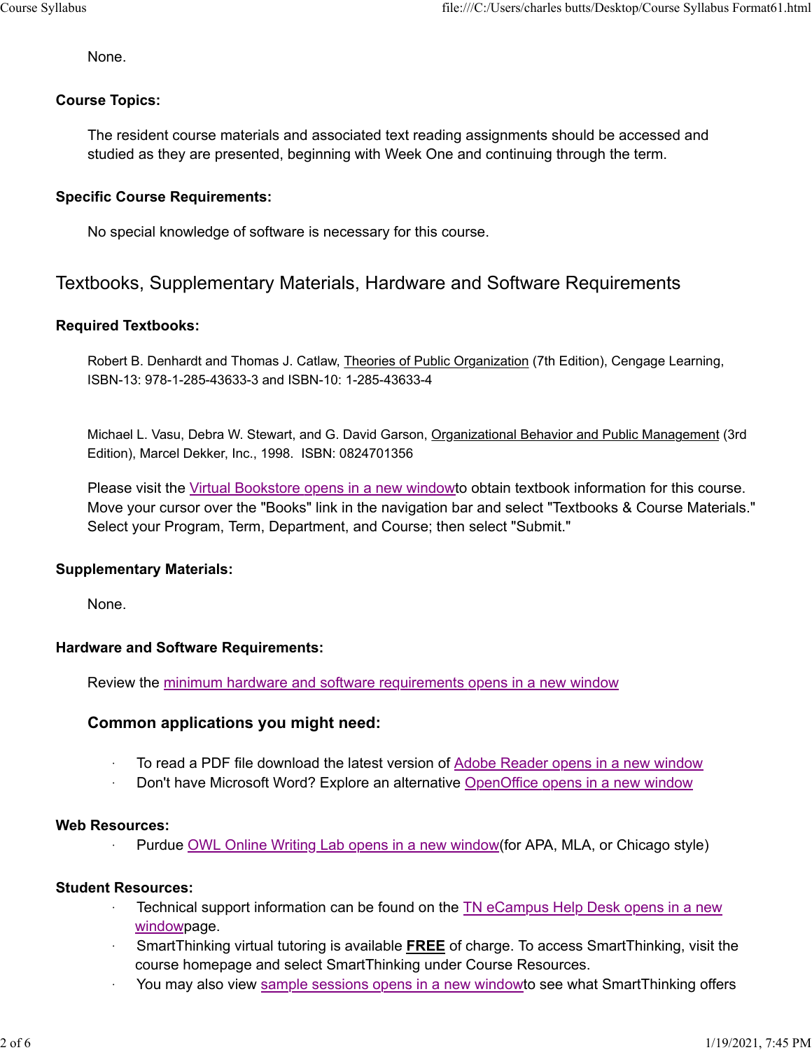None.

### Course Topics:

The resident course materials and associated text reading assignments should be accessed and studied as they are presented, beginning with Week One and continuing through the term.

### Specific Course Requirements:

No special knowledge of software is necessary for this course.

## Textbooks, Supplementary Materials, Hardware and Software Requirements

### Required Textbooks:

Robert B. Denhardt and Thomas J. Catlaw, Theories of Public Organization (7th Edition), Cengage Learning, ISBN-13: 978-1-285-43633-3 and ISBN-10: 1-285-43633-4

Michael L. Vasu, Debra W. Stewart, and G. David Garson, Organizational Behavior and Public Management (3rd Edition), Marcel Dekker, Inc., 1998. ISBN: 0824701356

Please visit the Virtual Bookstore opens in a new windowto obtain textbook information for this course. Move your cursor over the "Books" link in the navigation bar and select "Textbooks & Course Materials." Select your Program, Term, Department, and Course; then select "Submit."

### Supplementary Materials:

None.

### Hardware and Software Requirements:

Review the minimum hardware and software requirements opens in a new window

#### Common applications you might need:

- To read a PDF file download the latest version of Adobe Reader opens in a new window
- Don't have Microsoft Word? Explore an alternative OpenOffice opens in a new window

### Web Resources:

- Purdue OWL Online Writing Lab opens in a new window(for APA, MLA, or Chicago style)

### Student Resources:

- Technical support information can be found on the TN eCampus Help Desk opens in a new windowpage.
- SmartThinking virtual tutoring is available **FREE** of charge. To access SmartThinking, visit the course homepage and select SmartThinking under Course Resources.
- You may also view sample sessions opens in a new windowto see what SmartThinking offers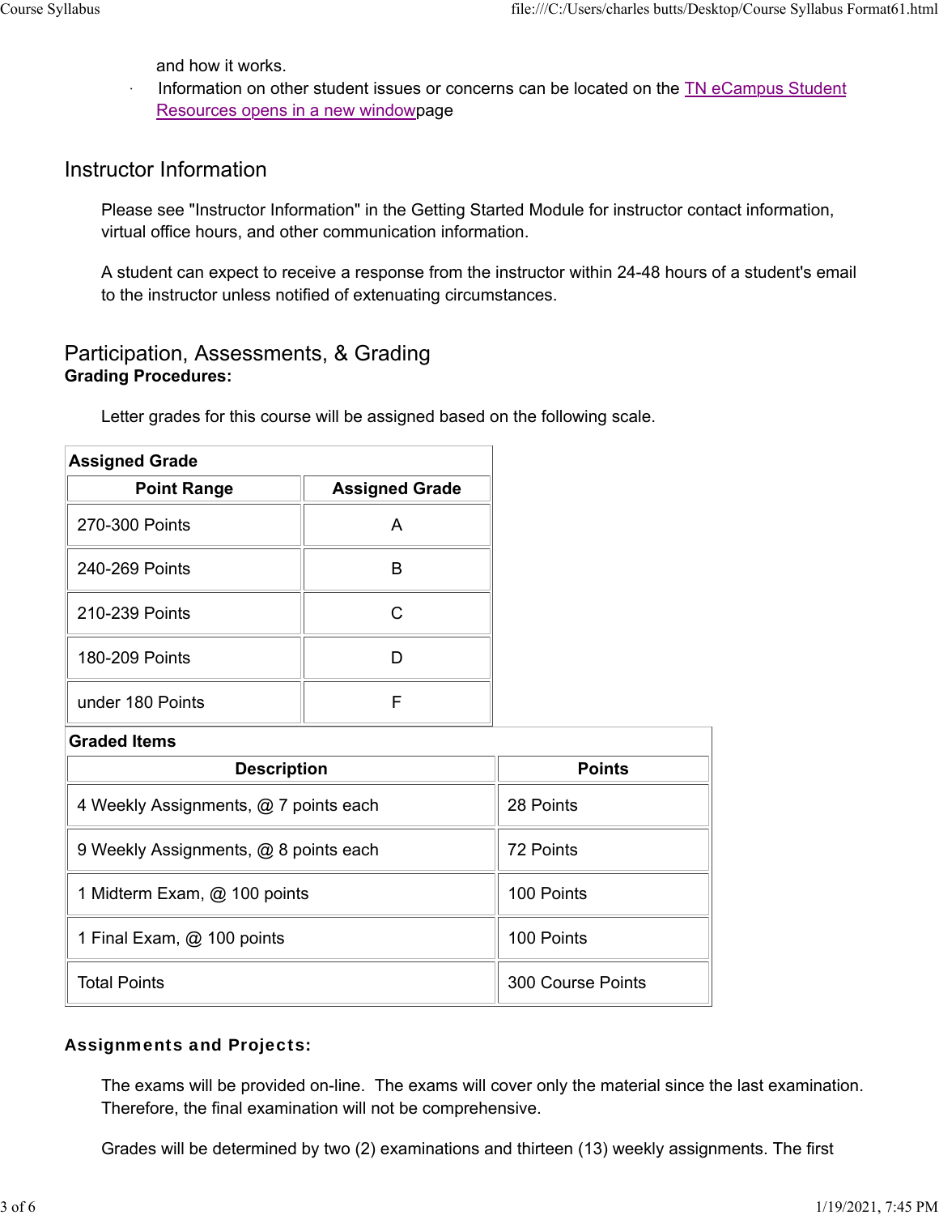and how it works.

- Information on other student issues or concerns can be located on the TN eCampus Student Resources opens in a new windowpage

## Instructor Information

Please see "Instructor Information" in the Getting Started Module for instructor contact information, virtual office hours, and other communication information.

A student can expect to receive a response from the instructor within 24-48 hours of a student's email to the instructor unless notified of extenuating circumstances.

## Participation, Assessments, & Grading

**Grading Procedures:**

Letter grades for this course will be assigned based on the following scale.

**Assigned Grade**

| Point Range | Assigned Grade |
|---|---|
| 270-300 Points | A |
| 240-269 Points | B |
| 210-239 Points | C |
| 180-209 Points | D |
| under 180 Points | F |

**Graded Items**

| Description | Points |
|---|---|
| 4 Weekly Assignments, @ 7 points each | 28 Points |
| 9 Weekly Assignments, @ 8 points each | 72 Points |
| 1 Midterm Exam, @ 100 points | 100 Points |
| 1 Final Exam, @ 100 points | 100 Points |
| Total Points | 300 Course Points |

**Assignments and Projects:**

The exams will be provided on-line. The exams will cover only the material since the last examination. Therefore, the final examination will not be comprehensive.

Grades will be determined by two (2) examinations and thirteen (13) weekly assignments. The first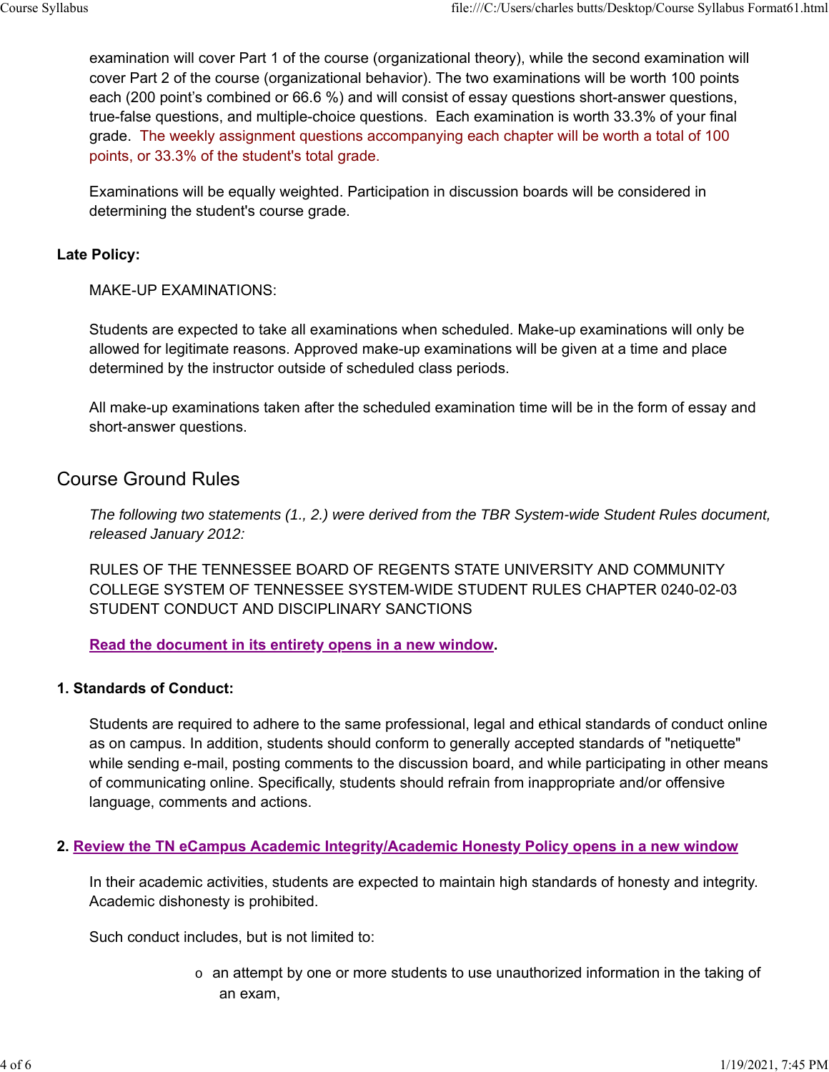examination will cover Part 1 of the course (organizational theory), while the second examination will cover Part 2 of the course (organizational behavior). The two examinations will be worth 100 points each (200 point's combined or 66.6 %) and will consist of essay questions short-answer questions, true-false questions, and multiple-choice questions. Each examination is worth 33.3% of your final grade. The weekly assignment questions accompanying each chapter will be worth a total of 100 points, or 33.3% of the student's total grade.

Examinations will be equally weighted. Participation in discussion boards will be considered in determining the student's course grade.

**Late Policy:**

MAKE-UP EXAMINATIONS:

Students are expected to take all examinations when scheduled. Make-up examinations will only be allowed for legitimate reasons. Approved make-up examinations will be given at a time and place determined by the instructor outside of scheduled class periods.

All make-up examinations taken after the scheduled examination time will be in the form of essay and short-answer questions.

## Course Ground Rules

*The following two statements (1., 2.) were derived from the TBR System-wide Student Rules document, released January 2012:*

RULES OF THE TENNESSEE BOARD OF REGENTS STATE UNIVERSITY AND COMMUNITY COLLEGE SYSTEM OF TENNESSEE SYSTEM-WIDE STUDENT RULES CHAPTER 0240-02-03 STUDENT CONDUCT AND DISCIPLINARY SANCTIONS

**Read the document in its entirety opens in a new window.**

**1. Standards of Conduct:**

Students are required to adhere to the same professional, legal and ethical standards of conduct online as on campus. In addition, students should conform to generally accepted standards of "netiquette" while sending e-mail, posting comments to the discussion board, and while participating in other means of communicating online. Specifically, students should refrain from inappropriate and/or offensive language, comments and actions.

**2. Review the TN eCampus Academic Integrity/Academic Honesty Policy opens in a new window**

In their academic activities, students are expected to maintain high standards of honesty and integrity. Academic dishonesty is prohibited.

Such conduct includes, but is not limited to:

- an attempt by one or more students to use unauthorized information in the taking of an exam,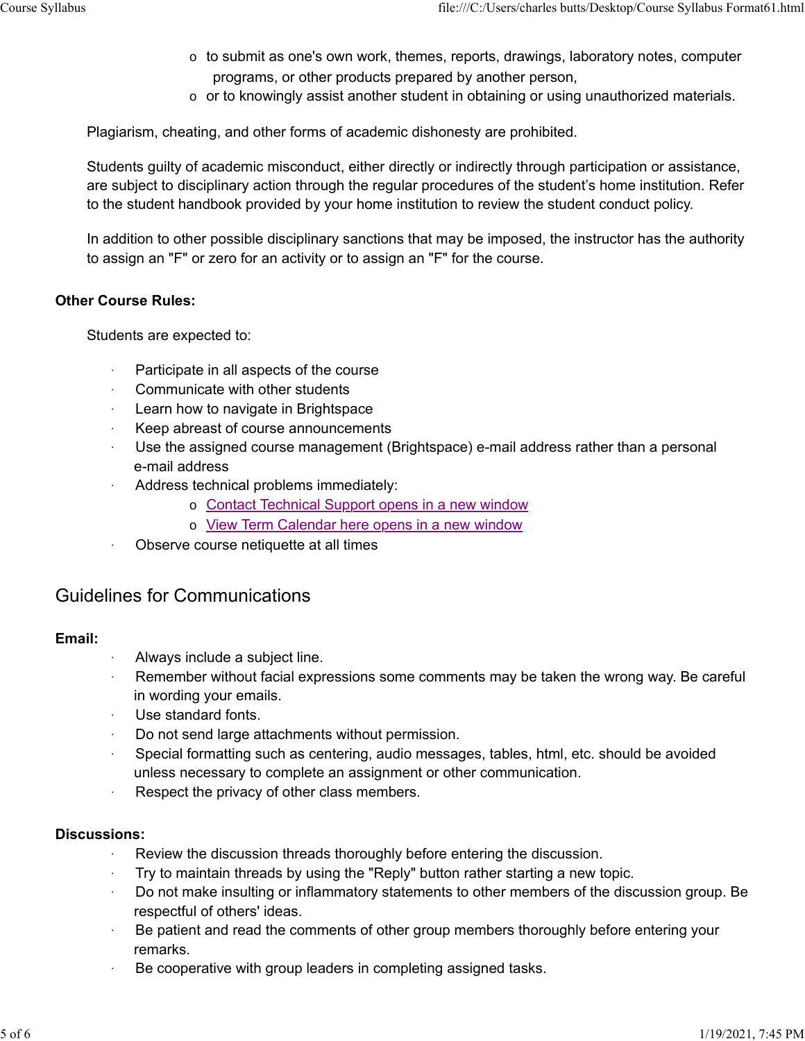- to submit as one's own work, themes, reports, drawings, laboratory notes, computer programs, or other products prepared by another person,
- or to knowingly assist another student in obtaining or using unauthorized materials.

Plagiarism, cheating, and other forms of academic dishonesty are prohibited.

Students guilty of academic misconduct, either directly or indirectly through participation or assistance, are subject to disciplinary action through the regular procedures of the student's home institution. Refer to the student handbook provided by your home institution to review the student conduct policy.

In addition to other possible disciplinary sanctions that may be imposed, the instructor has the authority to assign an "F" or zero for an activity or to assign an "F" for the course.

**Other Course Rules:**

Students are expected to:

- Participate in all aspects of the course
- Communicate with other students
- Learn how to navigate in Brightspace
- Keep abreast of course announcements
- Use the assigned course management (Brightspace) e-mail address rather than a personal e-mail address
- Address technical problems immediately:
  - Contact Technical Support opens in a new window
  - View Term Calendar here opens in a new window
- Observe course netiquette at all times

## Guidelines for Communications

**Email:**

- Always include a subject line.
- Remember without facial expressions some comments may be taken the wrong way. Be careful in wording your emails.
- Use standard fonts.
- Do not send large attachments without permission.
- Special formatting such as centering, audio messages, tables, html, etc. should be avoided unless necessary to complete an assignment or other communication.
- Respect the privacy of other class members.

**Discussions:**

- Review the discussion threads thoroughly before entering the discussion.
- Try to maintain threads by using the "Reply" button rather starting a new topic.
- Do not make insulting or inflammatory statements to other members of the discussion group. Be respectful of others' ideas.
- Be patient and read the comments of other group members thoroughly before entering your remarks.
- Be cooperative with group leaders in completing assigned tasks.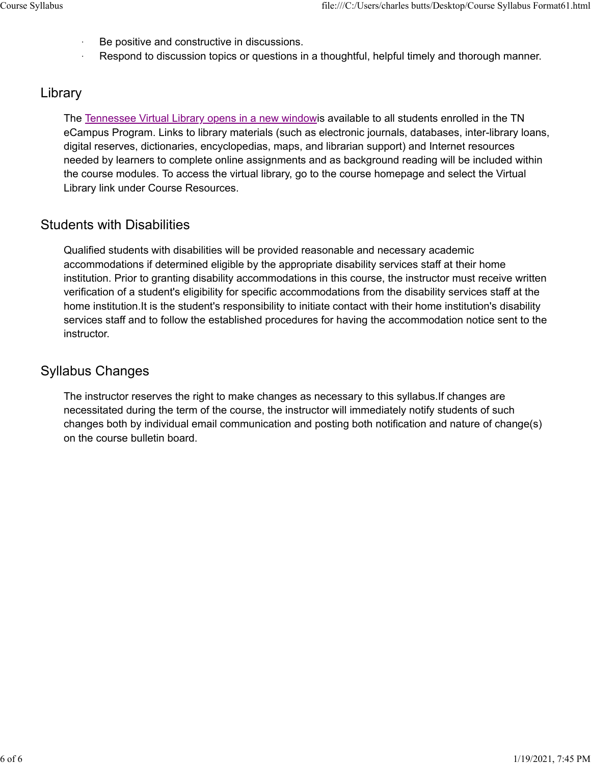- Be positive and constructive in discussions.
- Respond to discussion topics or questions in a thoughtful, helpful timely and thorough manner.

## Library

The Tennessee Virtual Library opens in a new windowis available to all students enrolled in the TN eCampus Program. Links to library materials (such as electronic journals, databases, inter-library loans, digital reserves, dictionaries, encyclopedias, maps, and librarian support) and Internet resources needed by learners to complete online assignments and as background reading will be included within the course modules. To access the virtual library, go to the course homepage and select the Virtual Library link under Course Resources.

## Students with Disabilities

Qualified students with disabilities will be provided reasonable and necessary academic accommodations if determined eligible by the appropriate disability services staff at their home institution. Prior to granting disability accommodations in this course, the instructor must receive written verification of a student's eligibility for specific accommodations from the disability services staff at the home institution.It is the student's responsibility to initiate contact with their home institution's disability services staff and to follow the established procedures for having the accommodation notice sent to the instructor.

## Syllabus Changes

The instructor reserves the right to make changes as necessary to this syllabus.If changes are necessitated during the term of the course, the instructor will immediately notify students of such changes both by individual email communication and posting both notification and nature of change(s) on the course bulletin board.